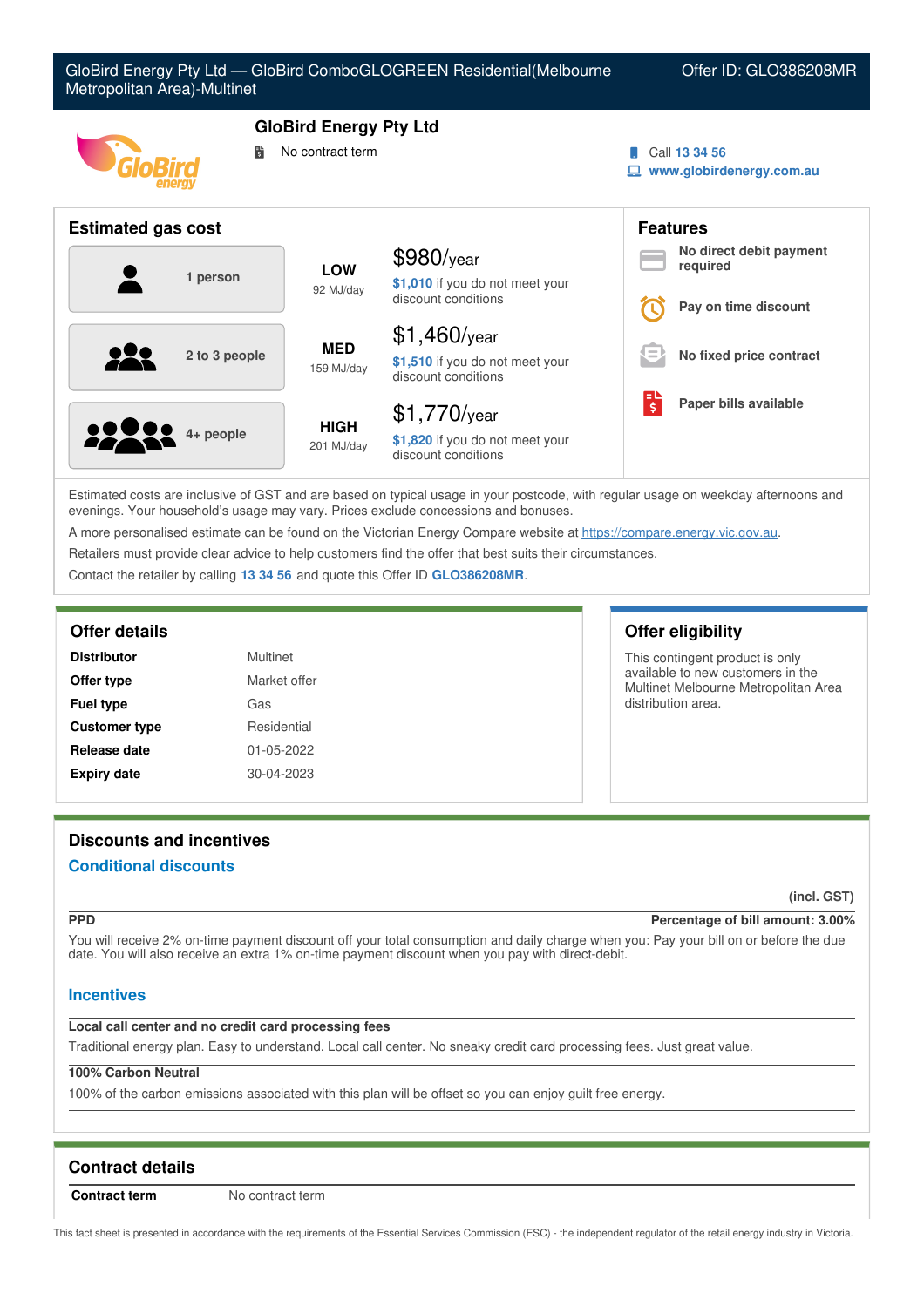GloBird Energy Pty Ltd — GloBird ComboGLOGREEN Residential(Melbourne Metropolitan Area)-Multinet

Offer ID: GLO386208MR

## GloBird Energy Pty Ltd

No contract term

Call 13 34 56

www.globirdenergy.com.au

## Estimated gas cost

| Household | Usage | Cost |
|---|---|---|
| 1 person | LOW 92 MJ/day | $980/year — $1,010 if you do not meet your discount conditions |
| 2 to 3 people | MED 159 MJ/day | $1,460/year — $1,510 if you do not meet your discount conditions |
| 4+ people | HIGH 201 MJ/day | $1,770/year — $1,820 if you do not meet your discount conditions |

## Features

- No direct debit payment required
- Pay on time discount
- No fixed price contract
- Paper bills available

Estimated costs are inclusive of GST and are based on typical usage in your postcode, with regular usage on weekday afternoons and evenings. Your household's usage may vary. Prices exclude concessions and bonuses.

A more personalised estimate can be found on the Victorian Energy Compare website at https://compare.energy.vic.gov.au.

Retailers must provide clear advice to help customers find the offer that best suits their circumstances.

Contact the retailer by calling 13 34 56 and quote this Offer ID GLO386208MR.

## Offer details

| | |
|---|---|
| **Distributor** | Multinet |
| **Offer type** | Market offer |
| **Fuel type** | Gas |
| **Customer type** | Residential |
| **Release date** | 01-05-2022 |
| **Expiry date** | 30-04-2023 |

## Offer eligibility

This contingent product is only available to new customers in the Multinet Melbourne Metropolitan Area distribution area.

## Discounts and incentives

### Conditional discounts

(incl. GST)

**PPD** — **Percentage of bill amount: 3.00%**

You will receive 2% on-time payment discount off your total consumption and daily charge when you: Pay your bill on or before the due date. You will also receive an extra 1% on-time payment discount when you pay with direct-debit.

### Incentives

**Local call center and no credit card processing fees**

Traditional energy plan. Easy to understand. Local call center. No sneaky credit card processing fees. Just great value.

**100% Carbon Neutral**

100% of the carbon emissions associated with this plan will be offset so you can enjoy guilt free energy.

## Contract details

| | |
|---|---|
| **Contract term** | No contract term |

This fact sheet is presented in accordance with the requirements of the Essential Services Commission (ESC) - the independent regulator of the retail energy industry in Victoria.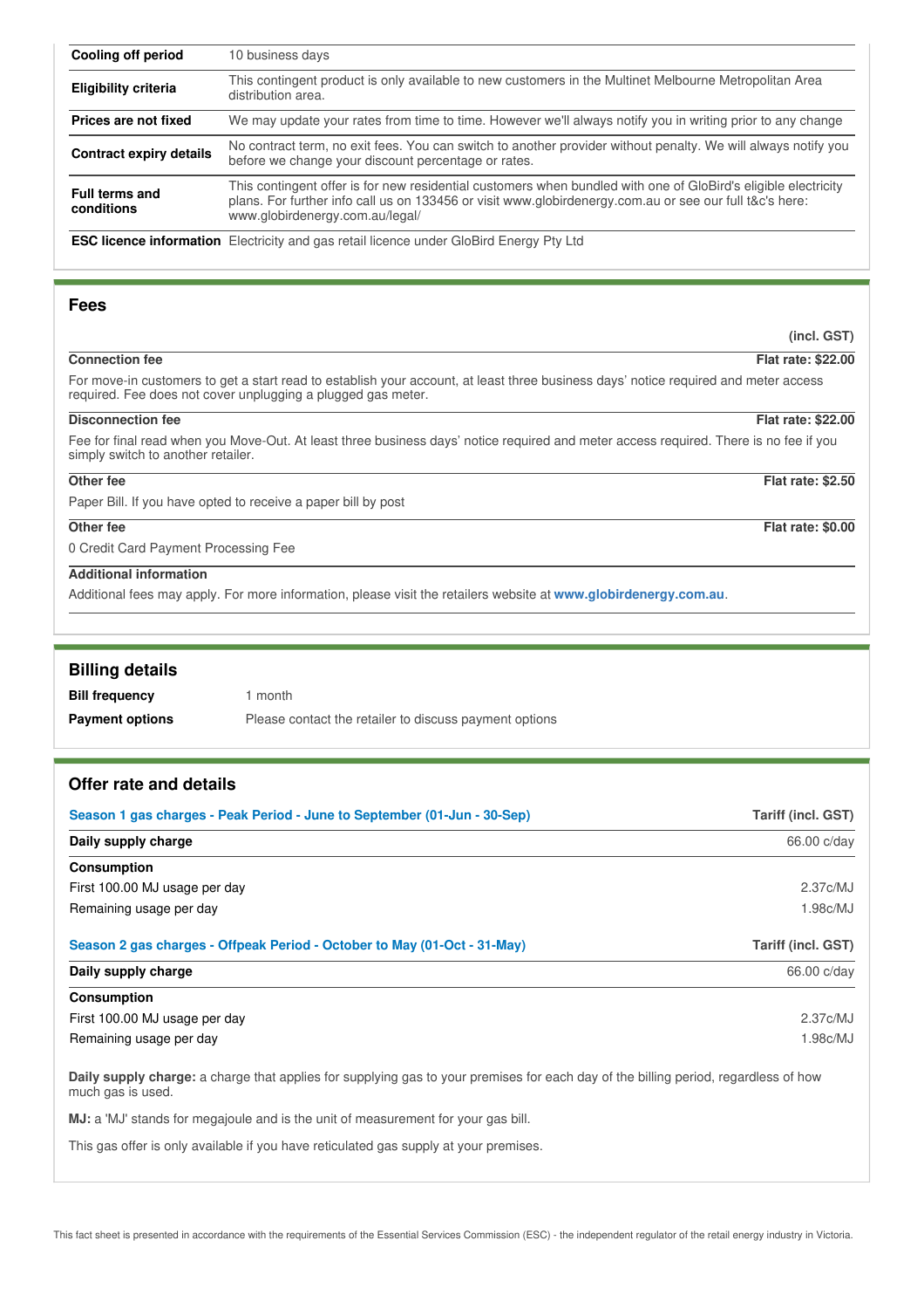| | |
|---|---|
| **Cooling off period** | 10 business days |
| **Eligibility criteria** | This contingent product is only available to new customers in the Multinet Melbourne Metropolitan Area distribution area. |
| **Prices are not fixed** | We may update your rates from time to time. However we'll always notify you in writing prior to any change |
| **Contract expiry details** | No contract term, no exit fees. You can switch to another provider without penalty. We will always notify you before we change your discount percentage or rates. |
| **Full terms and conditions** | This contingent offer is for new residential customers when bundled with one of GloBird's eligible electricity plans. For further info call us on 133456 or visit www.globirdenergy.com.au or see our full t&c's here: www.globirdenergy.com.au/legal/ |
| **ESC licence information** | Electricity and gas retail licence under GloBird Energy Pty Ltd |

## Fees

| | **(incl. GST)** |
|---|---|
| **Connection fee** | **Flat rate: $22.00** |

For move-in customers to get a start read to establish your account, at least three business days' notice required and meter access required. Fee does not cover unplugging a plugged gas meter.

| | |
|---|---|
| **Disconnection fee** | **Flat rate: $22.00** |

Fee for final read when you Move-Out. At least three business days' notice required and meter access required. There is no fee if you simply switch to another retailer.

| | |
|---|---|
| **Other fee** | **Flat rate: $2.50** |

Paper Bill. If you have opted to receive a paper bill by post

| | |
|---|---|
| **Other fee** | **Flat rate: $0.00** |

0 Credit Card Payment Processing Fee

**Additional information**

Additional fees may apply. For more information, please visit the retailers website at **www.globirdenergy.com.au**.

## Billing details

| | |
|---|---|
| **Bill frequency** | 1 month |
| **Payment options** | Please contact the retailer to discuss payment options |

## Offer rate and details

| **Season 1 gas charges - Peak Period - June to September (01-Jun - 30-Sep)** | **Tariff (incl. GST)** |
|---|---|
| **Daily supply charge** | 66.00 c/day |
| **Consumption** | |
| First 100.00 MJ usage per day | 2.37c/MJ |
| Remaining usage per day | 1.98c/MJ |

| **Season 2 gas charges - Offpeak Period - October to May (01-Oct - 31-May)** | **Tariff (incl. GST)** |
|---|---|
| **Daily supply charge** | 66.00 c/day |
| **Consumption** | |
| First 100.00 MJ usage per day | 2.37c/MJ |
| Remaining usage per day | 1.98c/MJ |

**Daily supply charge:** a charge that applies for supplying gas to your premises for each day of the billing period, regardless of how much gas is used.

**MJ:** a 'MJ' stands for megajoule and is the unit of measurement for your gas bill.

This gas offer is only available if you have reticulated gas supply at your premises.

This fact sheet is presented in accordance with the requirements of the Essential Services Commission (ESC) - the independent regulator of the retail energy industry in Victoria.